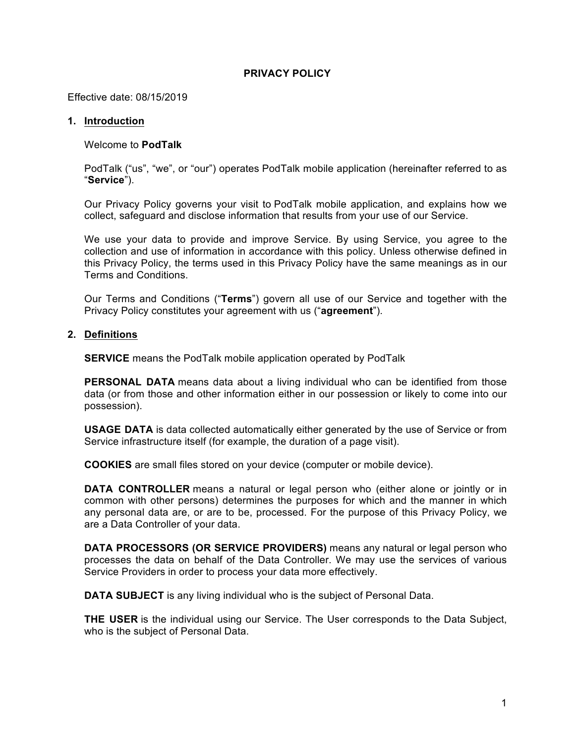# PRIVACY POLICY

Effective date: 08/15/2019

## 1. Introduction

Welcome to **PodTalk**

PodTalk ("us", "we", or "our") operates PodTalk mobile application (hereinafter referred to as "**Service**").

Our Privacy Policy governs your visit to PodTalk mobile application, and explains how we collect, safeguard and disclose information that results from your use of our Service.

We use your data to provide and improve Service. By using Service, you agree to the collection and use of information in accordance with this policy. Unless otherwise defined in this Privacy Policy, the terms used in this Privacy Policy have the same meanings as in our Terms and Conditions.

Our Terms and Conditions ("**Terms**") govern all use of our Service and together with the Privacy Policy constitutes your agreement with us ("**agreement**").

## 2. Definitions

**SERVICE** means the PodTalk mobile application operated by PodTalk

**PERSONAL DATA** means data about a living individual who can be identified from those data (or from those and other information either in our possession or likely to come into our possession).

**USAGE DATA** is data collected automatically either generated by the use of Service or from Service infrastructure itself (for example, the duration of a page visit).

**COOKIES** are small files stored on your device (computer or mobile device).

**DATA CONTROLLER** means a natural or legal person who (either alone or jointly or in common with other persons) determines the purposes for which and the manner in which any personal data are, or are to be, processed. For the purpose of this Privacy Policy, we are a Data Controller of your data.

**DATA PROCESSORS (OR SERVICE PROVIDERS)** means any natural or legal person who processes the data on behalf of the Data Controller. We may use the services of various Service Providers in order to process your data more effectively.

**DATA SUBJECT** is any living individual who is the subject of Personal Data.

**THE USER** is the individual using our Service. The User corresponds to the Data Subject, who is the subject of Personal Data.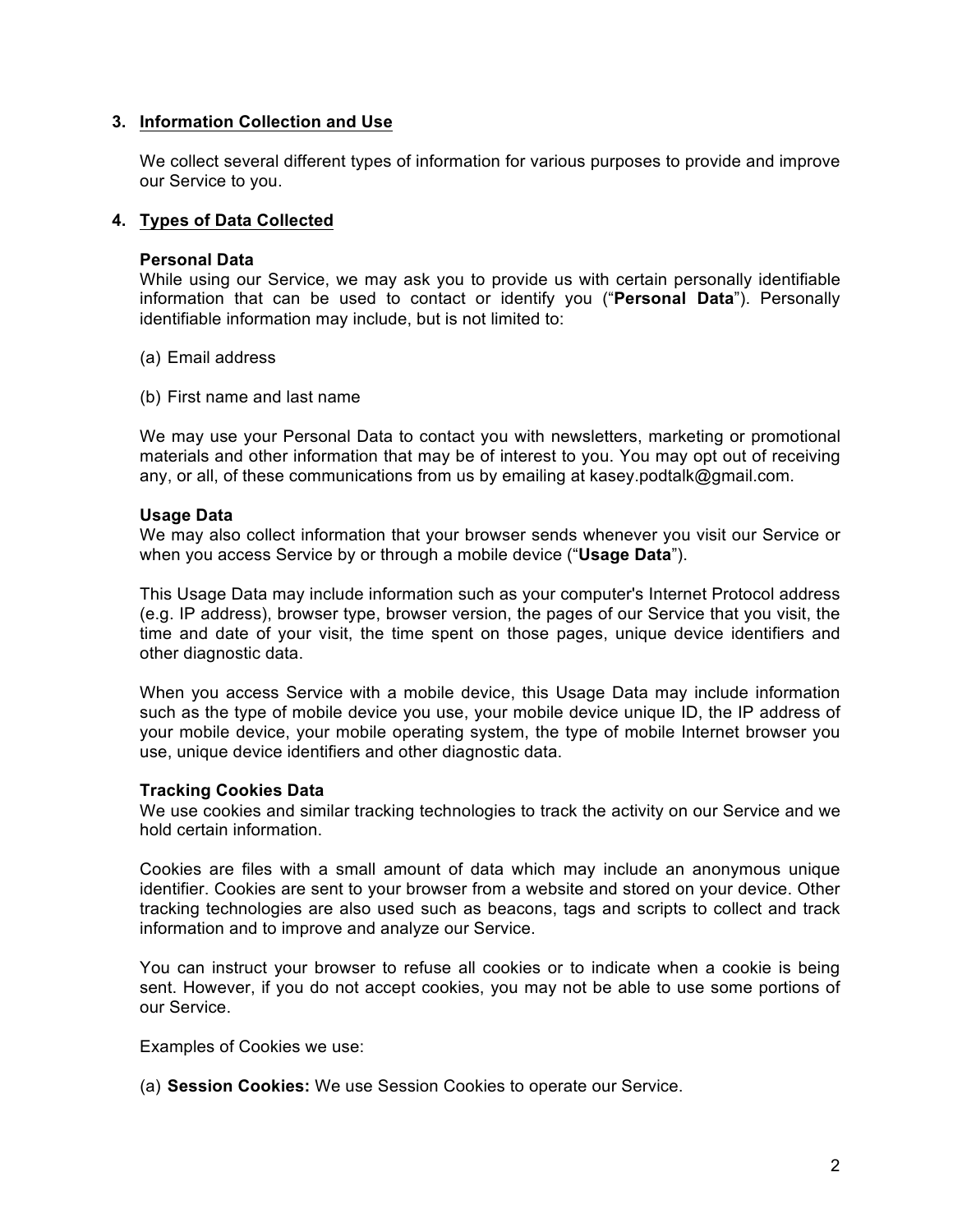## 3. Information Collection and Use

We collect several different types of information for various purposes to provide and improve our Service to you.

## 4. Types of Data Collected

### Personal Data

While using our Service, we may ask you to provide us with certain personally identifiable information that can be used to contact or identify you ("**Personal Data**"). Personally identifiable information may include, but is not limited to:

(a) Email address

(b) First name and last name

We may use your Personal Data to contact you with newsletters, marketing or promotional materials and other information that may be of interest to you. You may opt out of receiving any, or all, of these communications from us by emailing at kasey.podtalk@gmail.com.

### Usage Data

We may also collect information that your browser sends whenever you visit our Service or when you access Service by or through a mobile device ("**Usage Data**").

This Usage Data may include information such as your computer's Internet Protocol address (e.g. IP address), browser type, browser version, the pages of our Service that you visit, the time and date of your visit, the time spent on those pages, unique device identifiers and other diagnostic data.

When you access Service with a mobile device, this Usage Data may include information such as the type of mobile device you use, your mobile device unique ID, the IP address of your mobile device, your mobile operating system, the type of mobile Internet browser you use, unique device identifiers and other diagnostic data.

### Tracking Cookies Data

We use cookies and similar tracking technologies to track the activity on our Service and we hold certain information.

Cookies are files with a small amount of data which may include an anonymous unique identifier. Cookies are sent to your browser from a website and stored on your device. Other tracking technologies are also used such as beacons, tags and scripts to collect and track information and to improve and analyze our Service.

You can instruct your browser to refuse all cookies or to indicate when a cookie is being sent. However, if you do not accept cookies, you may not be able to use some portions of our Service.

Examples of Cookies we use:

(a) **Session Cookies:** We use Session Cookies to operate our Service.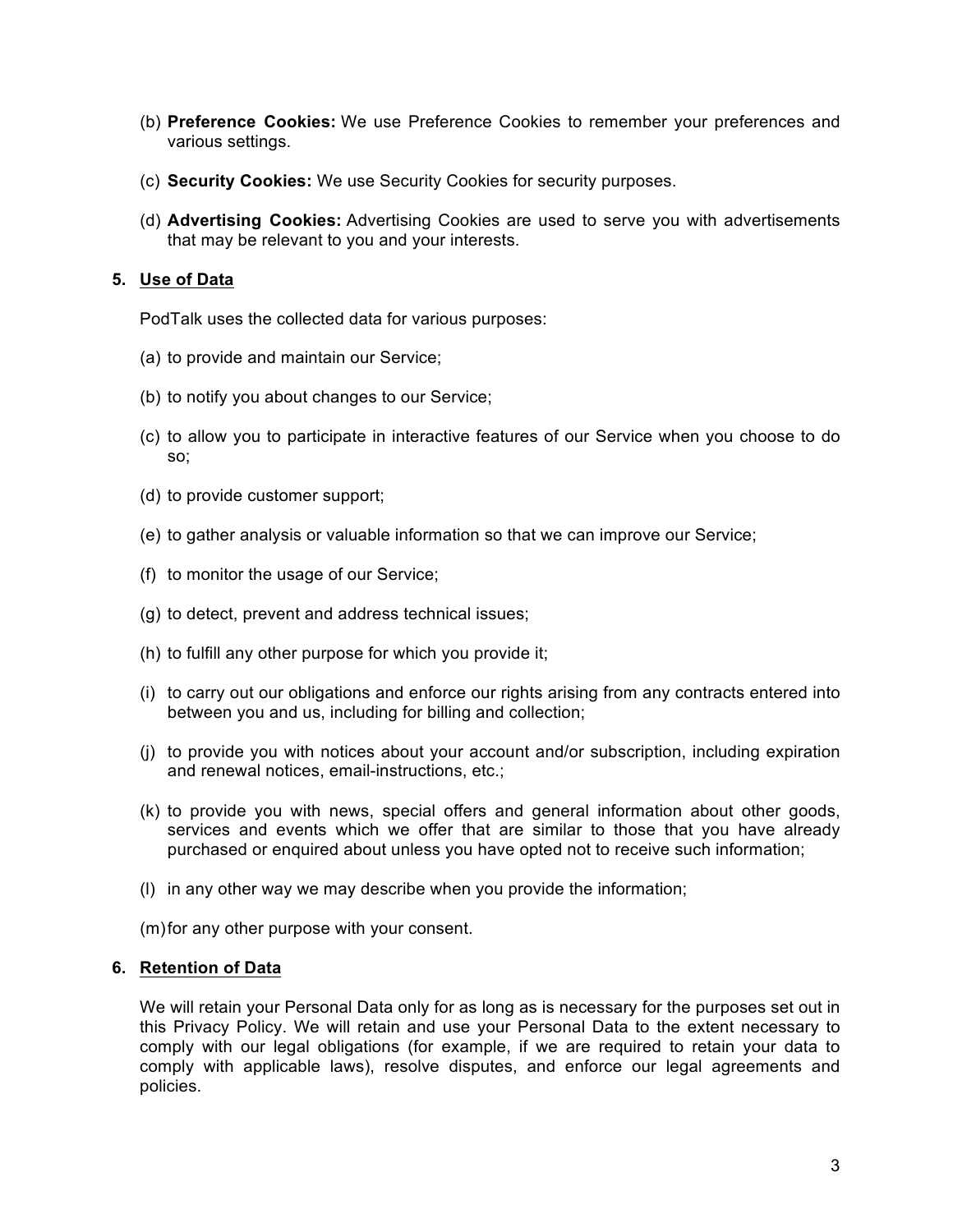(b) **Preference Cookies:** We use Preference Cookies to remember your preferences and various settings.

(c) **Security Cookies:** We use Security Cookies for security purposes.

(d) **Advertising Cookies:** Advertising Cookies are used to serve you with advertisements that may be relevant to you and your interests.

**5. Use of Data**

PodTalk uses the collected data for various purposes:

(a) to provide and maintain our Service;

(b) to notify you about changes to our Service;

(c) to allow you to participate in interactive features of our Service when you choose to do so;

(d) to provide customer support;

(e) to gather analysis or valuable information so that we can improve our Service;

(f) to monitor the usage of our Service;

(g) to detect, prevent and address technical issues;

(h) to fulfill any other purpose for which you provide it;

(i) to carry out our obligations and enforce our rights arising from any contracts entered into between you and us, including for billing and collection;

(j) to provide you with notices about your account and/or subscription, including expiration and renewal notices, email-instructions, etc.;

(k) to provide you with news, special offers and general information about other goods, services and events which we offer that are similar to those that you have already purchased or enquired about unless you have opted not to receive such information;

(l) in any other way we may describe when you provide the information;

(m) for any other purpose with your consent.

**6. Retention of Data**

We will retain your Personal Data only for as long as is necessary for the purposes set out in this Privacy Policy. We will retain and use your Personal Data to the extent necessary to comply with our legal obligations (for example, if we are required to retain your data to comply with applicable laws), resolve disputes, and enforce our legal agreements and policies.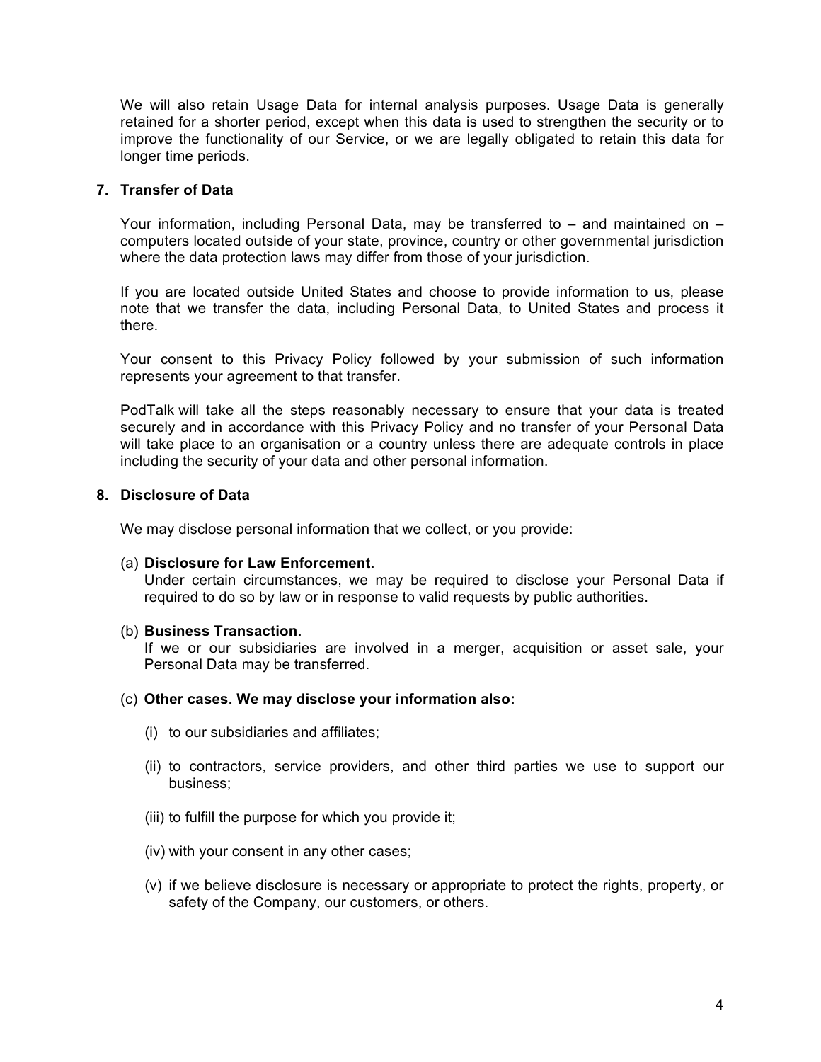We will also retain Usage Data for internal analysis purposes. Usage Data is generally retained for a shorter period, except when this data is used to strengthen the security or to improve the functionality of our Service, or we are legally obligated to retain this data for longer time periods.

## 7. Transfer of Data

Your information, including Personal Data, may be transferred to – and maintained on – computers located outside of your state, province, country or other governmental jurisdiction where the data protection laws may differ from those of your jurisdiction.

If you are located outside United States and choose to provide information to us, please note that we transfer the data, including Personal Data, to United States and process it there.

Your consent to this Privacy Policy followed by your submission of such information represents your agreement to that transfer.

PodTalk will take all the steps reasonably necessary to ensure that your data is treated securely and in accordance with this Privacy Policy and no transfer of your Personal Data will take place to an organisation or a country unless there are adequate controls in place including the security of your data and other personal information.

## 8. Disclosure of Data

We may disclose personal information that we collect, or you provide:

(a) **Disclosure for Law Enforcement.**
Under certain circumstances, we may be required to disclose your Personal Data if required to do so by law or in response to valid requests by public authorities.

(b) **Business Transaction.**
If we or our subsidiaries are involved in a merger, acquisition or asset sale, your Personal Data may be transferred.

(c) **Other cases. We may disclose your information also:**

- (i) to our subsidiaries and affiliates;
- (ii) to contractors, service providers, and other third parties we use to support our business;
- (iii) to fulfill the purpose for which you provide it;
- (iv) with your consent in any other cases;
- (v) if we believe disclosure is necessary or appropriate to protect the rights, property, or safety of the Company, our customers, or others.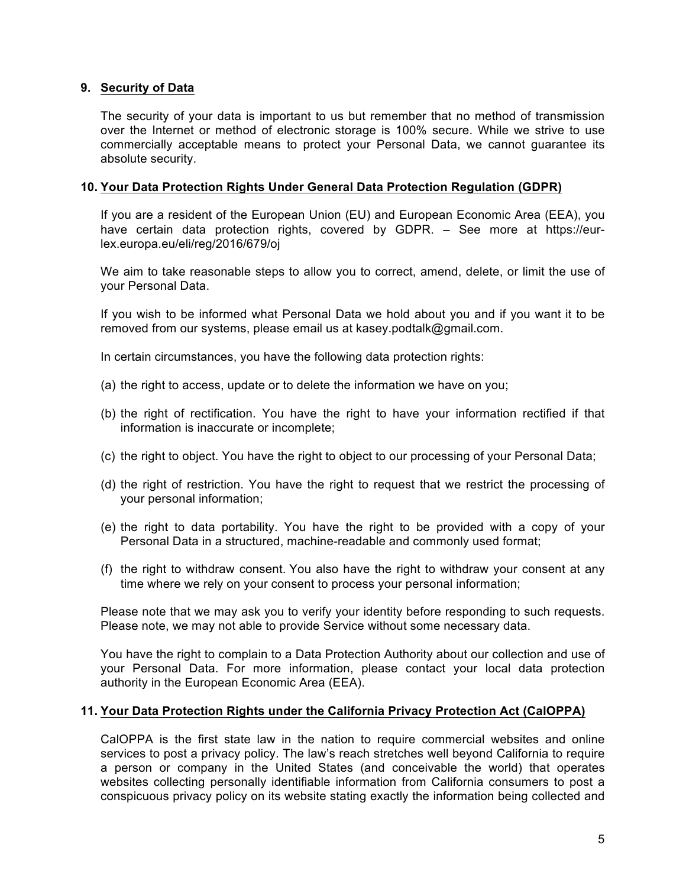## 9. Security of Data

The security of your data is important to us but remember that no method of transmission over the Internet or method of electronic storage is 100% secure. While we strive to use commercially acceptable means to protect your Personal Data, we cannot guarantee its absolute security.

## 10. Your Data Protection Rights Under General Data Protection Regulation (GDPR)

If you are a resident of the European Union (EU) and European Economic Area (EEA), you have certain data protection rights, covered by GDPR. – See more at https://eur-lex.europa.eu/eli/reg/2016/679/oj

We aim to take reasonable steps to allow you to correct, amend, delete, or limit the use of your Personal Data.

If you wish to be informed what Personal Data we hold about you and if you want it to be removed from our systems, please email us at kasey.podtalk@gmail.com.

In certain circumstances, you have the following data protection rights:

(a) the right to access, update or to delete the information we have on you;

(b) the right of rectification. You have the right to have your information rectified if that information is inaccurate or incomplete;

(c) the right to object. You have the right to object to our processing of your Personal Data;

(d) the right of restriction. You have the right to request that we restrict the processing of your personal information;

(e) the right to data portability. You have the right to be provided with a copy of your Personal Data in a structured, machine-readable and commonly used format;

(f) the right to withdraw consent. You also have the right to withdraw your consent at any time where we rely on your consent to process your personal information;

Please note that we may ask you to verify your identity before responding to such requests. Please note, we may not able to provide Service without some necessary data.

You have the right to complain to a Data Protection Authority about our collection and use of your Personal Data. For more information, please contact your local data protection authority in the European Economic Area (EEA).

## 11. Your Data Protection Rights under the California Privacy Protection Act (CalOPPA)

CalOPPA is the first state law in the nation to require commercial websites and online services to post a privacy policy. The law's reach stretches well beyond California to require a person or company in the United States (and conceivable the world) that operates websites collecting personally identifiable information from California consumers to post a conspicuous privacy policy on its website stating exactly the information being collected and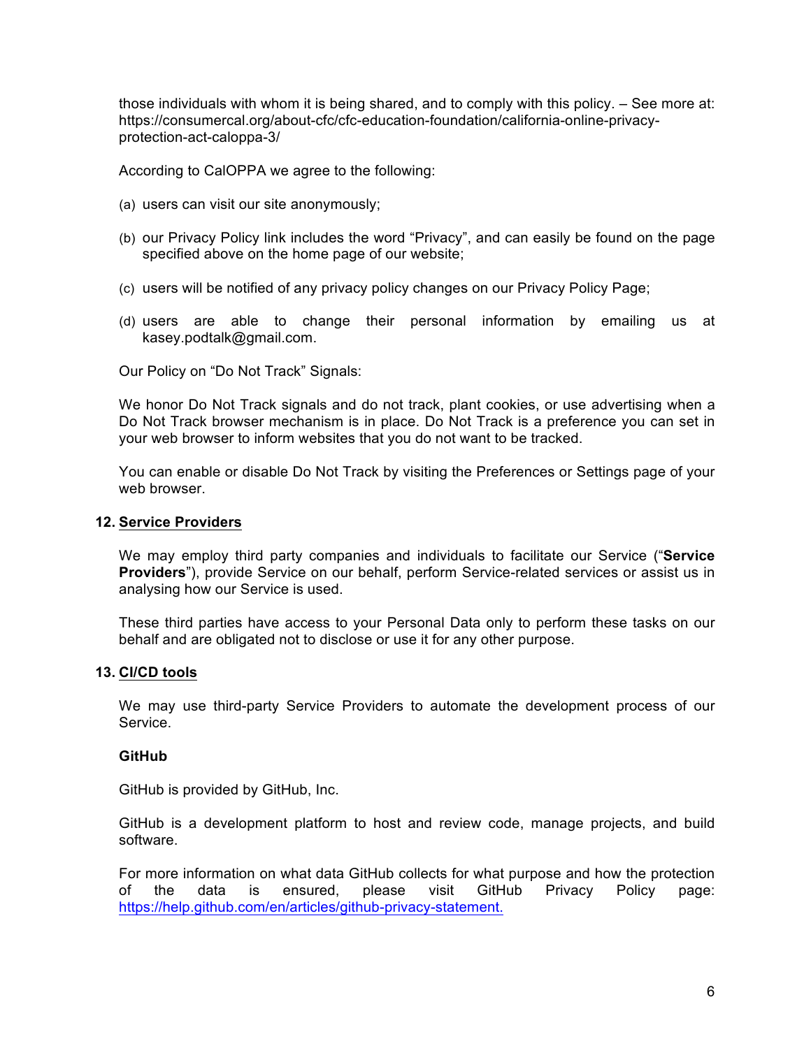those individuals with whom it is being shared, and to comply with this policy. – See more at: https://consumercal.org/about-cfc/cfc-education-foundation/california-online-privacy-protection-act-caloppa-3/

According to CalOPPA we agree to the following:

(a) users can visit our site anonymously;

(b) our Privacy Policy link includes the word "Privacy", and can easily be found on the page specified above on the home page of our website;

(c) users will be notified of any privacy policy changes on our Privacy Policy Page;

(d) users are able to change their personal information by emailing us at kasey.podtalk@gmail.com.

Our Policy on "Do Not Track" Signals:

We honor Do Not Track signals and do not track, plant cookies, or use advertising when a Do Not Track browser mechanism is in place. Do Not Track is a preference you can set in your web browser to inform websites that you do not want to be tracked.

You can enable or disable Do Not Track by visiting the Preferences or Settings page of your web browser.

## 12. Service Providers

We may employ third party companies and individuals to facilitate our Service ("**Service Providers**"), provide Service on our behalf, perform Service-related services or assist us in analysing how our Service is used.

These third parties have access to your Personal Data only to perform these tasks on our behalf and are obligated not to disclose or use it for any other purpose.

## 13. CI/CD tools

We may use third-party Service Providers to automate the development process of our Service.

**GitHub**

GitHub is provided by GitHub, Inc.

GitHub is a development platform to host and review code, manage projects, and build software.

For more information on what data GitHub collects for what purpose and how the protection of the data is ensured, please visit GitHub Privacy Policy page: https://help.github.com/en/articles/github-privacy-statement.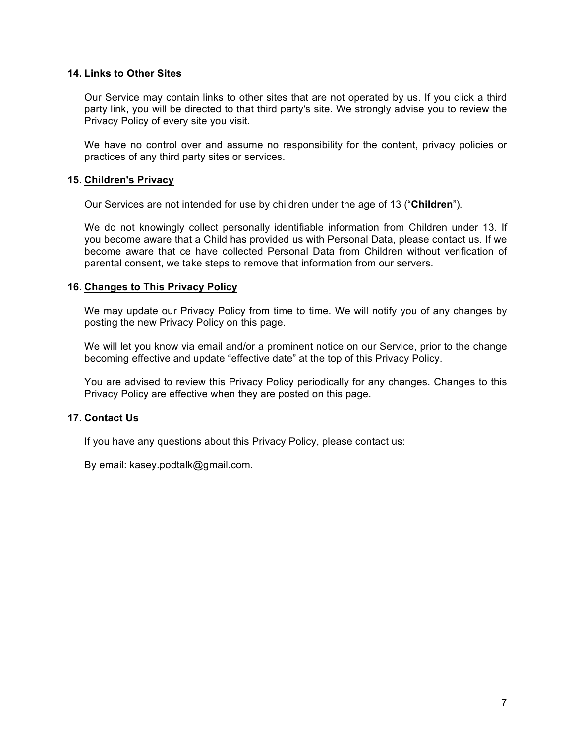## 14. Links to Other Sites

Our Service may contain links to other sites that are not operated by us. If you click a third party link, you will be directed to that third party's site. We strongly advise you to review the Privacy Policy of every site you visit.

We have no control over and assume no responsibility for the content, privacy policies or practices of any third party sites or services.

## 15. Children's Privacy

Our Services are not intended for use by children under the age of 13 ("**Children**").

We do not knowingly collect personally identifiable information from Children under 13. If you become aware that a Child has provided us with Personal Data, please contact us. If we become aware that ce have collected Personal Data from Children without verification of parental consent, we take steps to remove that information from our servers.

## 16. Changes to This Privacy Policy

We may update our Privacy Policy from time to time. We will notify you of any changes by posting the new Privacy Policy on this page.

We will let you know via email and/or a prominent notice on our Service, prior to the change becoming effective and update "effective date" at the top of this Privacy Policy.

You are advised to review this Privacy Policy periodically for any changes. Changes to this Privacy Policy are effective when they are posted on this page.

## 17. Contact Us

If you have any questions about this Privacy Policy, please contact us:

By email: kasey.podtalk@gmail.com.